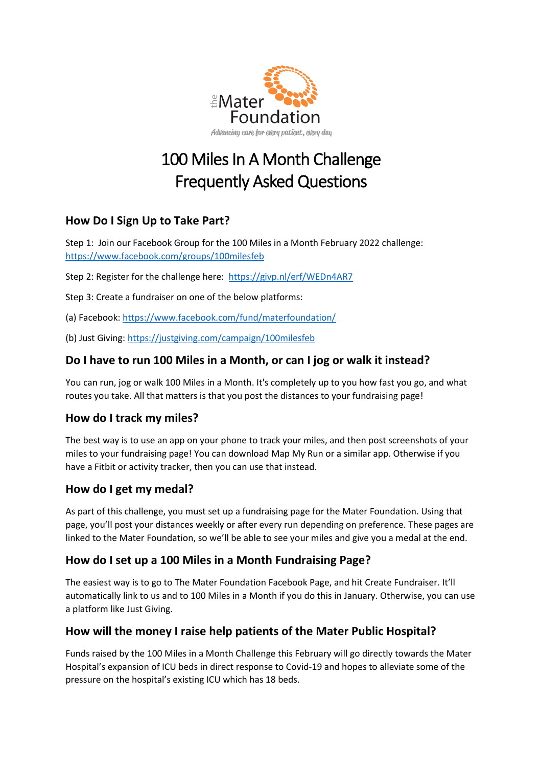the Mater Foundation

*Advancing care for every patient, every day*

# 100 Miles In A Month Challenge Frequently Asked Questions

## How Do I Sign Up to Take Part?

Step 1: Join our Facebook Group for the 100 Miles in a Month February 2022 challenge: https://www.facebook.com/groups/100milesfeb

Step 2: Register for the challenge here: https://givp.nl/erf/WEDn4AR7

Step 3: Create a fundraiser on one of the below platforms:

(a) Facebook: https://www.facebook.com/fund/materfoundation/

(b) Just Giving: https://justgiving.com/campaign/100milesfeb

## Do I have to run 100 Miles in a Month, or can I jog or walk it instead?

You can run, jog or walk 100 Miles in a Month. It's completely up to you how fast you go, and what routes you take. All that matters is that you post the distances to your fundraising page!

## How do I track my miles?

The best way is to use an app on your phone to track your miles, and then post screenshots of your miles to your fundraising page! You can download Map My Run or a similar app. Otherwise if you have a Fitbit or activity tracker, then you can use that instead.

## How do I get my medal?

As part of this challenge, you must set up a fundraising page for the Mater Foundation. Using that page, you'll post your distances weekly or after every run depending on preference. These pages are linked to the Mater Foundation, so we'll be able to see your miles and give you a medal at the end.

## How do I set up a 100 Miles in a Month Fundraising Page?

The easiest way is to go to The Mater Foundation Facebook Page, and hit Create Fundraiser. It'll automatically link to us and to 100 Miles in a Month if you do this in January. Otherwise, you can use a platform like Just Giving.

## How will the money I raise help patients of the Mater Public Hospital?

Funds raised by the 100 Miles in a Month Challenge this February will go directly towards the Mater Hospital's expansion of ICU beds in direct response to Covid-19 and hopes to alleviate some of the pressure on the hospital's existing ICU which has 18 beds.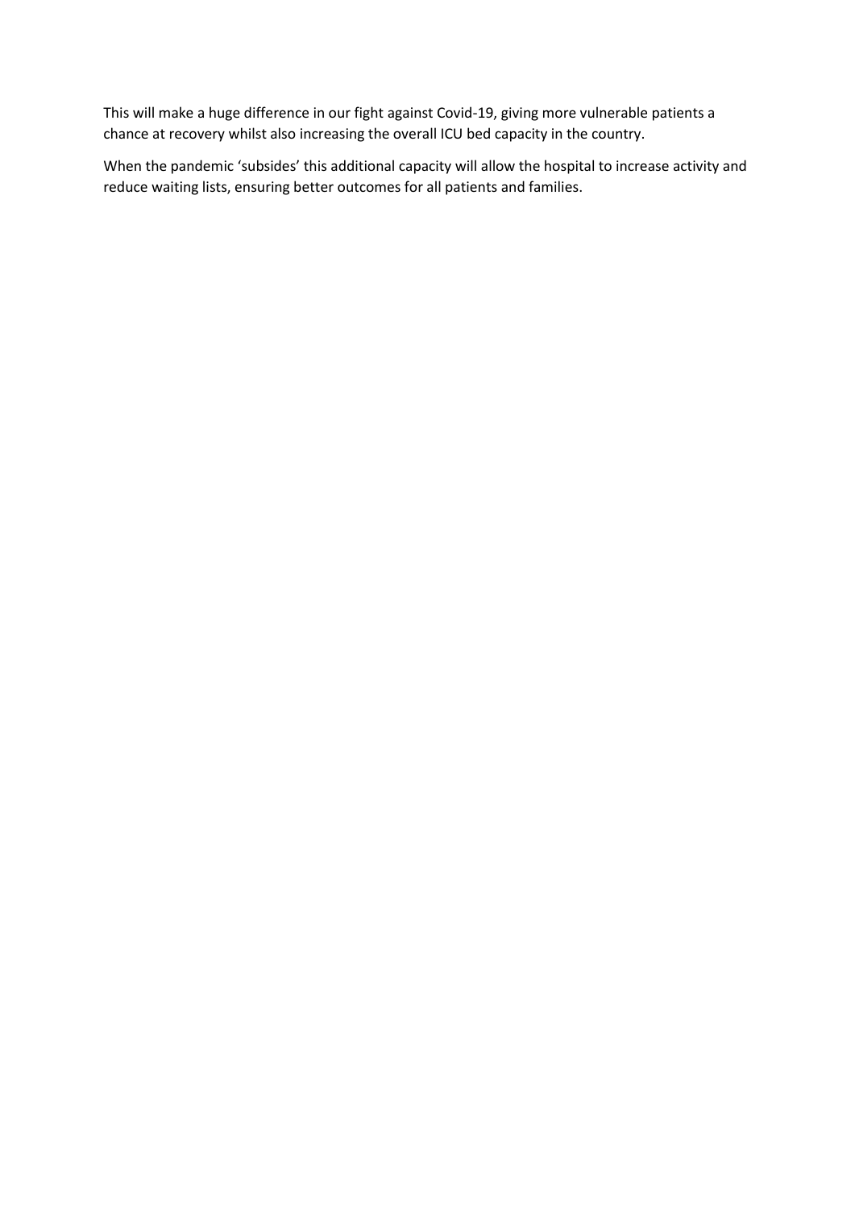This will make a huge difference in our fight against Covid-19, giving more vulnerable patients a chance at recovery whilst also increasing the overall ICU bed capacity in the country.

When the pandemic 'subsides' this additional capacity will allow the hospital to increase activity and reduce waiting lists, ensuring better outcomes for all patients and families.